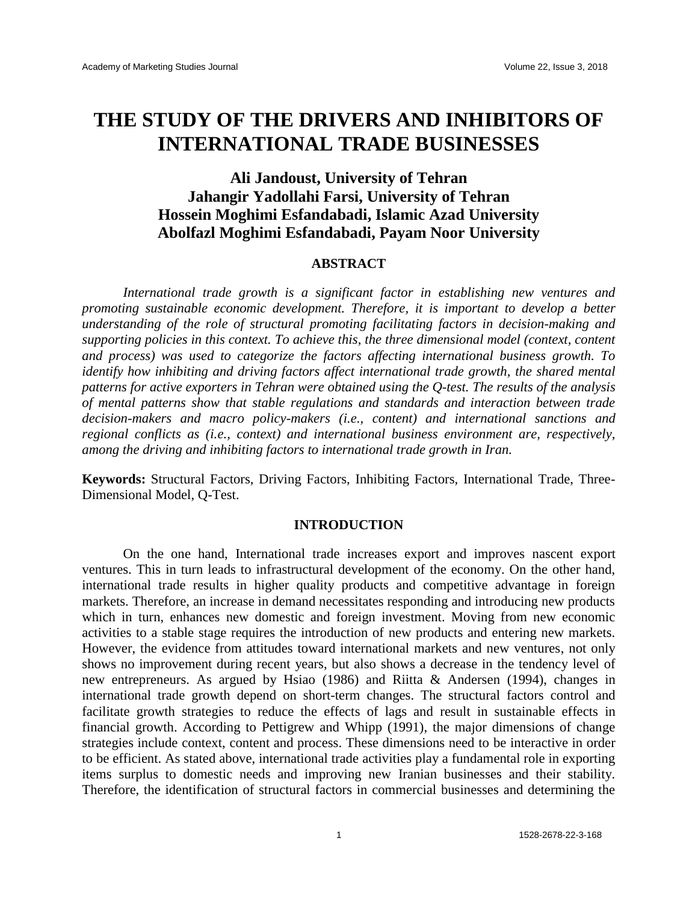# THE STUDY OF THE DRIVERS AND INHIBITORS OF INTERNATIONAL TRADE BUSINESSES

**Ali Jandoust, University of Tehran**
**Jahangir Yadollahi Farsi, University of Tehran**
**Hossein Moghimi Esfandabadi, Islamic Azad University**
**Abolfazl Moghimi Esfandabadi, Payam Noor University**

## ABSTRACT

*International trade growth is a significant factor in establishing new ventures and promoting sustainable economic development. Therefore, it is important to develop a better understanding of the role of structural promoting facilitating factors in decision-making and supporting policies in this context. To achieve this, the three dimensional model (context, content and process) was used to categorize the factors affecting international business growth. To identify how inhibiting and driving factors affect international trade growth, the shared mental patterns for active exporters in Tehran were obtained using the Q-test. The results of the analysis of mental patterns show that stable regulations and standards and interaction between trade decision-makers and macro policy-makers (i.e., content) and international sanctions and regional conflicts as (i.e., context) and international business environment are, respectively, among the driving and inhibiting factors to international trade growth in Iran.*

**Keywords:** Structural Factors, Driving Factors, Inhibiting Factors, International Trade, Three-Dimensional Model, Q-Test.

## INTRODUCTION

On the one hand, International trade increases export and improves nascent export ventures. This in turn leads to infrastructural development of the economy. On the other hand, international trade results in higher quality products and competitive advantage in foreign markets. Therefore, an increase in demand necessitates responding and introducing new products which in turn, enhances new domestic and foreign investment. Moving from new economic activities to a stable stage requires the introduction of new products and entering new markets. However, the evidence from attitudes toward international markets and new ventures, not only shows no improvement during recent years, but also shows a decrease in the tendency level of new entrepreneurs. As argued by Hsiao (1986) and Riitta & Andersen (1994), changes in international trade growth depend on short-term changes. The structural factors control and facilitate growth strategies to reduce the effects of lags and result in sustainable effects in financial growth. According to Pettigrew and Whipp (1991), the major dimensions of change strategies include context, content and process. These dimensions need to be interactive in order to be efficient. As stated above, international trade activities play a fundamental role in exporting items surplus to domestic needs and improving new Iranian businesses and their stability. Therefore, the identification of structural factors in commercial businesses and determining the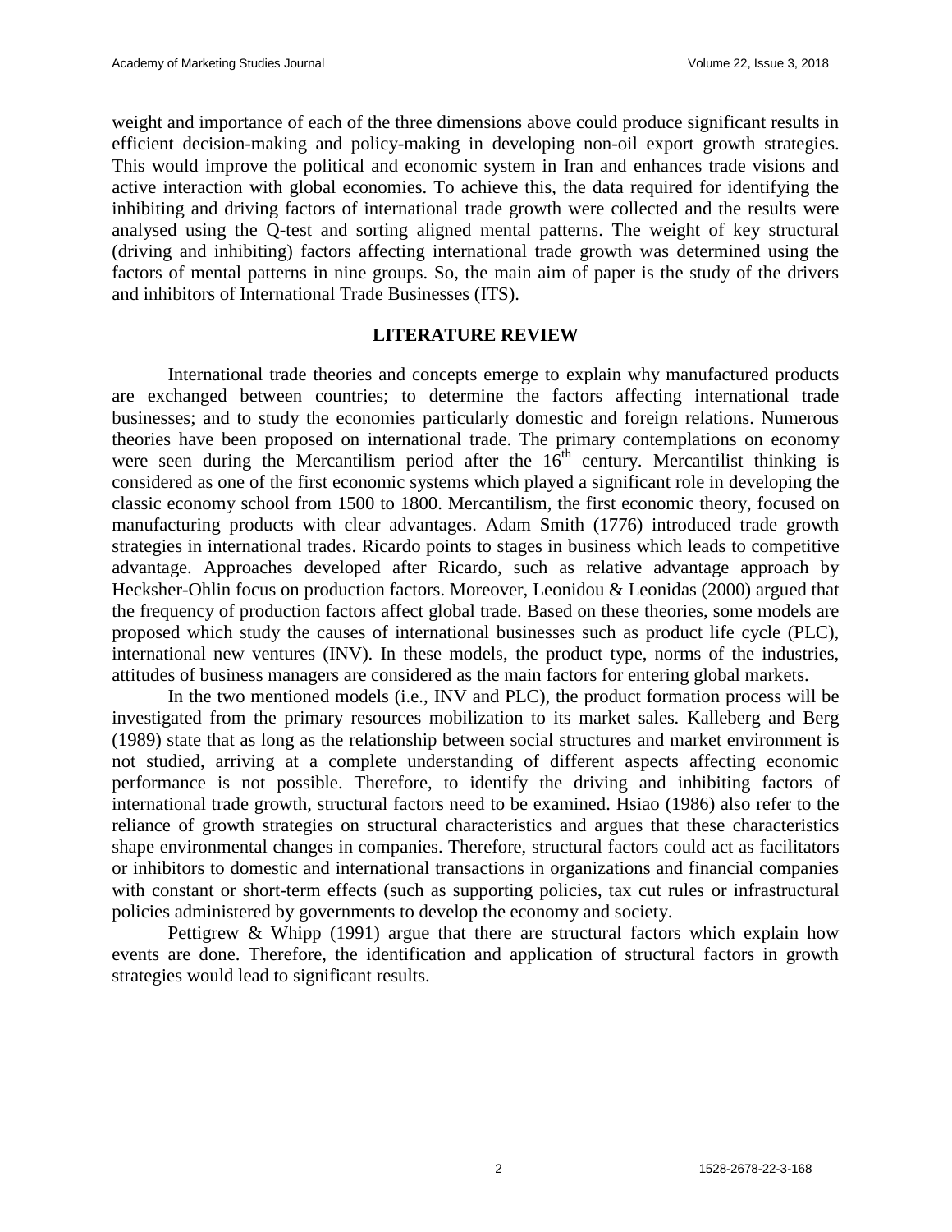weight and importance of each of the three dimensions above could produce significant results in efficient decision-making and policy-making in developing non-oil export growth strategies. This would improve the political and economic system in Iran and enhances trade visions and active interaction with global economies. To achieve this, the data required for identifying the inhibiting and driving factors of international trade growth were collected and the results were analysed using the Q-test and sorting aligned mental patterns. The weight of key structural (driving and inhibiting) factors affecting international trade growth was determined using the factors of mental patterns in nine groups. So, the main aim of paper is the study of the drivers and inhibitors of International Trade Businesses (ITS).

## LITERATURE REVIEW

International trade theories and concepts emerge to explain why manufactured products are exchanged between countries; to determine the factors affecting international trade businesses; and to study the economies particularly domestic and foreign relations. Numerous theories have been proposed on international trade. The primary contemplations on economy were seen during the Mercantilism period after the 16th century. Mercantilist thinking is considered as one of the first economic systems which played a significant role in developing the classic economy school from 1500 to 1800. Mercantilism, the first economic theory, focused on manufacturing products with clear advantages. Adam Smith (1776) introduced trade growth strategies in international trades. Ricardo points to stages in business which leads to competitive advantage. Approaches developed after Ricardo, such as relative advantage approach by Hecksher-Ohlin focus on production factors. Moreover, Leonidou & Leonidas (2000) argued that the frequency of production factors affect global trade. Based on these theories, some models are proposed which study the causes of international businesses such as product life cycle (PLC), international new ventures (INV). In these models, the product type, norms of the industries, attitudes of business managers are considered as the main factors for entering global markets.

In the two mentioned models (i.e., INV and PLC), the product formation process will be investigated from the primary resources mobilization to its market sales. Kalleberg and Berg (1989) state that as long as the relationship between social structures and market environment is not studied, arriving at a complete understanding of different aspects affecting economic performance is not possible. Therefore, to identify the driving and inhibiting factors of international trade growth, structural factors need to be examined. Hsiao (1986) also refer to the reliance of growth strategies on structural characteristics and argues that these characteristics shape environmental changes in companies. Therefore, structural factors could act as facilitators or inhibitors to domestic and international transactions in organizations and financial companies with constant or short-term effects (such as supporting policies, tax cut rules or infrastructural policies administered by governments to develop the economy and society.

Pettigrew & Whipp (1991) argue that there are structural factors which explain how events are done. Therefore, the identification and application of structural factors in growth strategies would lead to significant results.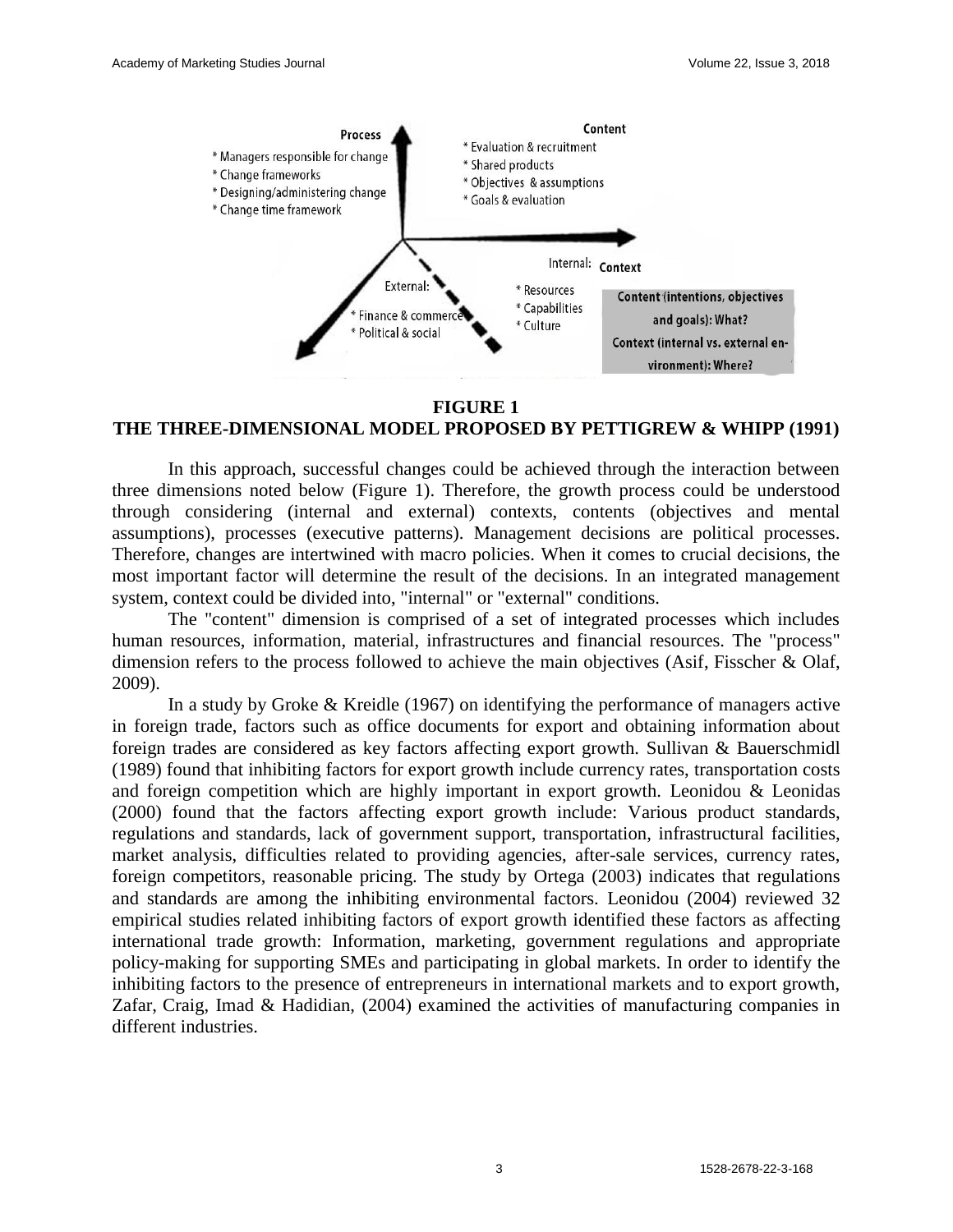**FIGURE 1**
**THE THREE-DIMENSIONAL MODEL PROPOSED BY PETTIGREW & WHIPP (1991)**

In this approach, successful changes could be achieved through the interaction between three dimensions noted below (Figure 1). Therefore, the growth process could be understood through considering (internal and external) contexts, contents (objectives and mental assumptions), processes (executive patterns). Management decisions are political processes. Therefore, changes are intertwined with macro policies. When it comes to crucial decisions, the most important factor will determine the result of the decisions. In an integrated management system, context could be divided into, "internal" or "external" conditions.

The "content" dimension is comprised of a set of integrated processes which includes human resources, information, material, infrastructures and financial resources. The "process" dimension refers to the process followed to achieve the main objectives (Asif, Fisscher & Olaf, 2009).

In a study by Groke & Kreidle (1967) on identifying the performance of managers active in foreign trade, factors such as office documents for export and obtaining information about foreign trades are considered as key factors affecting export growth. Sullivan & Bauerschmidl (1989) found that inhibiting factors for export growth include currency rates, transportation costs and foreign competition which are highly important in export growth. Leonidou & Leonidas (2000) found that the factors affecting export growth include: Various product standards, regulations and standards, lack of government support, transportation, infrastructural facilities, market analysis, difficulties related to providing agencies, after-sale services, currency rates, foreign competitors, reasonable pricing. The study by Ortega (2003) indicates that regulations and standards are among the inhibiting environmental factors. Leonidou (2004) reviewed 32 empirical studies related inhibiting factors of export growth identified these factors as affecting international trade growth: Information, marketing, government regulations and appropriate policy-making for supporting SMEs and participating in global markets. In order to identify the inhibiting factors to the presence of entrepreneurs in international markets and to export growth, Zafar, Craig, Imad & Hadidian, (2004) examined the activities of manufacturing companies in different industries.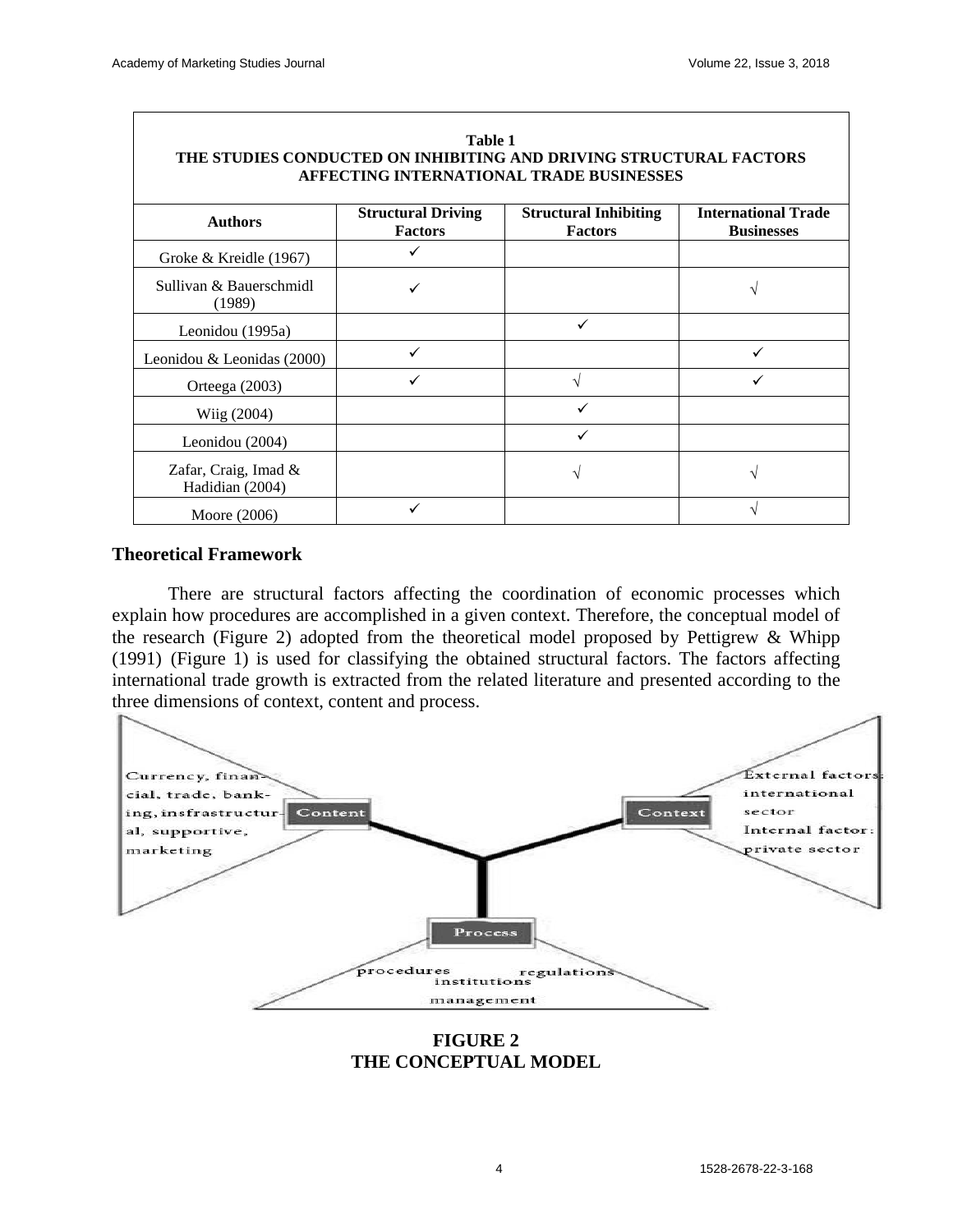**Table 1**
**THE STUDIES CONDUCTED ON INHIBITING AND DRIVING STRUCTURAL FACTORS AFFECTING INTERNATIONAL TRADE BUSINESSES**

| Authors | Structural Driving Factors | Structural Inhibiting Factors | International Trade Businesses |
|---|---|---|---|
| Groke & Kreidle (1967) | ✓ | | |
| Sullivan & Bauerschmidl (1989) | ✓ | | √ |
| Leonidou (1995a) | | ✓ | |
| Leonidou & Leonidas (2000) | ✓ | | ✓ |
| Orteega (2003) | ✓ | √ | ✓ |
| Wiig (2004) | | ✓ | |
| Leonidou (2004) | | ✓ | |
| Zafar, Craig, Imad & Hadidian (2004) | | √ | √ |
| Moore (2006) | ✓ | | √ |

## Theoretical Framework

There are structural factors affecting the coordination of economic processes which explain how procedures are accomplished in a given context. Therefore, the conceptual model of the research (Figure 2) adopted from the theoretical model proposed by Pettigrew & Whipp (1991) (Figure 1) is used for classifying the obtained structural factors. The factors affecting international trade growth is extracted from the related literature and presented according to the three dimensions of context, content and process.

Currency, financial, trade, banking, insfrastructural, supportive, marketing — Content

Context — External factors: international sector; Internal factor: private sector

Process — procedures, institutions, regulations, management

**FIGURE 2**
**THE CONCEPTUAL MODEL**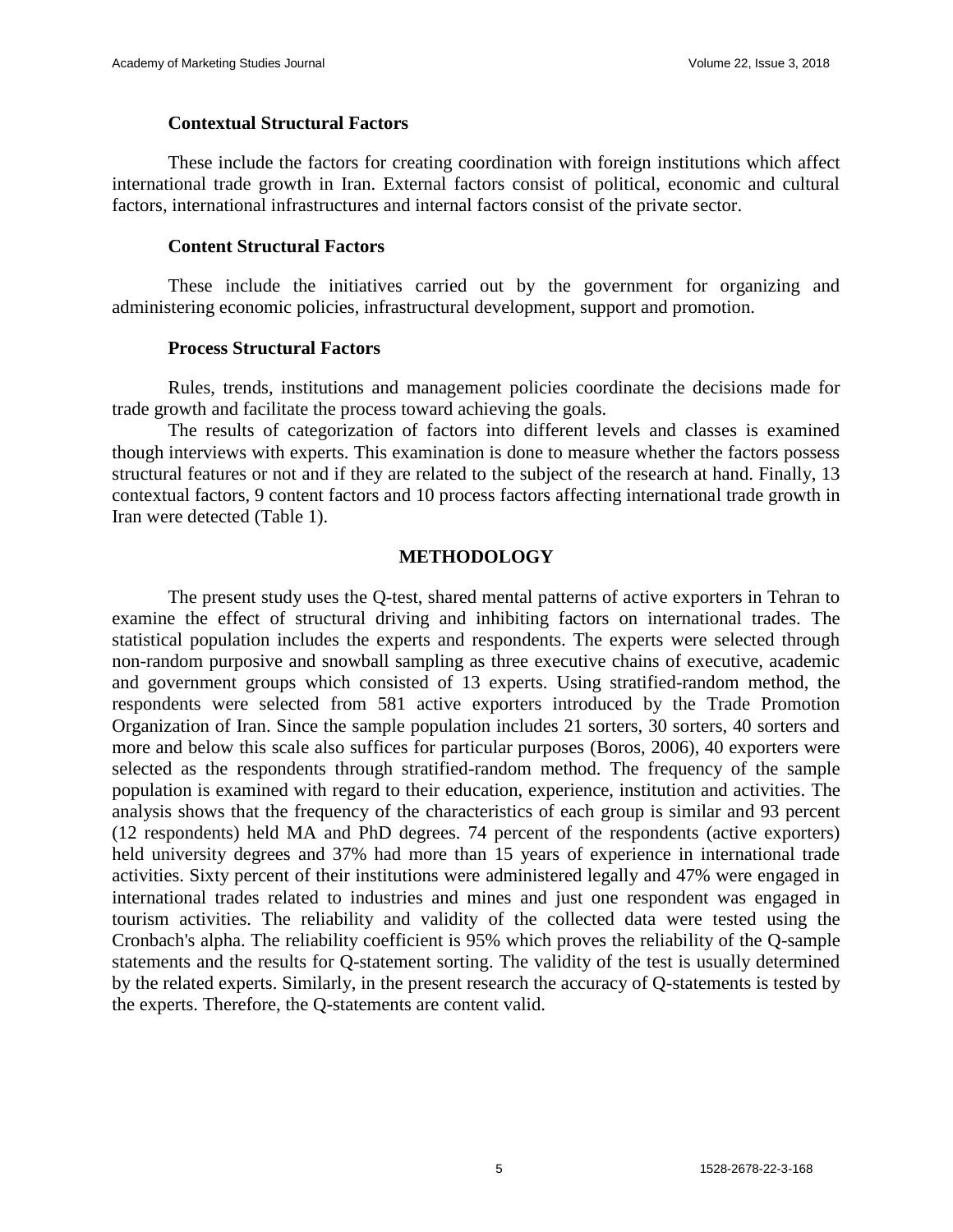### Contextual Structural Factors

These include the factors for creating coordination with foreign institutions which affect international trade growth in Iran. External factors consist of political, economic and cultural factors, international infrastructures and internal factors consist of the private sector.

### Content Structural Factors

These include the initiatives carried out by the government for organizing and administering economic policies, infrastructural development, support and promotion.

### Process Structural Factors

Rules, trends, institutions and management policies coordinate the decisions made for trade growth and facilitate the process toward achieving the goals.

The results of categorization of factors into different levels and classes is examined though interviews with experts. This examination is done to measure whether the factors possess structural features or not and if they are related to the subject of the research at hand. Finally, 13 contextual factors, 9 content factors and 10 process factors affecting international trade growth in Iran were detected (Table 1).

## METHODOLOGY

The present study uses the Q-test, shared mental patterns of active exporters in Tehran to examine the effect of structural driving and inhibiting factors on international trades. The statistical population includes the experts and respondents. The experts were selected through non-random purposive and snowball sampling as three executive chains of executive, academic and government groups which consisted of 13 experts. Using stratified-random method, the respondents were selected from 581 active exporters introduced by the Trade Promotion Organization of Iran. Since the sample population includes 21 sorters, 30 sorters, 40 sorters and more and below this scale also suffices for particular purposes (Boros, 2006), 40 exporters were selected as the respondents through stratified-random method. The frequency of the sample population is examined with regard to their education, experience, institution and activities. The analysis shows that the frequency of the characteristics of each group is similar and 93 percent (12 respondents) held MA and PhD degrees. 74 percent of the respondents (active exporters) held university degrees and 37% had more than 15 years of experience in international trade activities. Sixty percent of their institutions were administered legally and 47% were engaged in international trades related to industries and mines and just one respondent was engaged in tourism activities. The reliability and validity of the collected data were tested using the Cronbach's alpha. The reliability coefficient is 95% which proves the reliability of the Q-sample statements and the results for Q-statement sorting. The validity of the test is usually determined by the related experts. Similarly, in the present research the accuracy of Q-statements is tested by the experts. Therefore, the Q-statements are content valid.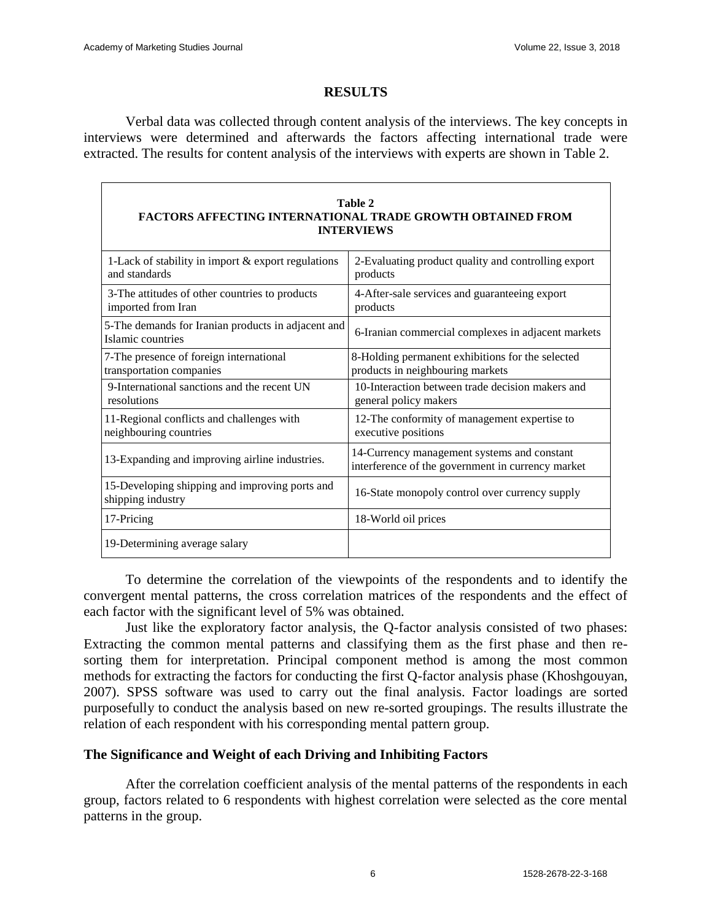## RESULTS

Verbal data was collected through content analysis of the interviews. The key concepts in interviews were determined and afterwards the factors affecting international trade were extracted. The results for content analysis of the interviews with experts are shown in Table 2.

**Table 2**
**FACTORS AFFECTING INTERNATIONAL TRADE GROWTH OBTAINED FROM INTERVIEWS**

| | |
|---|---|
| 1-Lack of stability in import & export regulations and standards | 2-Evaluating product quality and controlling export products |
| 3-The attitudes of other countries to products imported from Iran | 4-After-sale services and guaranteeing export products |
| 5-The demands for Iranian products in adjacent and Islamic countries | 6-Iranian commercial complexes in adjacent markets |
| 7-The presence of foreign international transportation companies | 8-Holding permanent exhibitions for the selected products in neighbouring markets |
| 9-International sanctions and the recent UN resolutions | 10-Interaction between trade decision makers and general policy makers |
| 11-Regional conflicts and challenges with neighbouring countries | 12-The conformity of management expertise to executive positions |
| 13-Expanding and improving airline industries. | 14-Currency management systems and constant interference of the government in currency market |
| 15-Developing shipping and improving ports and shipping industry | 16-State monopoly control over currency supply |
| 17-Pricing | 18-World oil prices |
| 19-Determining average salary | |

To determine the correlation of the viewpoints of the respondents and to identify the convergent mental patterns, the cross correlation matrices of the respondents and the effect of each factor with the significant level of 5% was obtained.

Just like the exploratory factor analysis, the Q-factor analysis consisted of two phases: Extracting the common mental patterns and classifying them as the first phase and then re-sorting them for interpretation. Principal component method is among the most common methods for extracting the factors for conducting the first Q-factor analysis phase (Khoshgouyan, 2007). SPSS software was used to carry out the final analysis. Factor loadings are sorted purposefully to conduct the analysis based on new re-sorted groupings. The results illustrate the relation of each respondent with his corresponding mental pattern group.

### The Significance and Weight of each Driving and Inhibiting Factors

After the correlation coefficient analysis of the mental patterns of the respondents in each group, factors related to 6 respondents with highest correlation were selected as the core mental patterns in the group.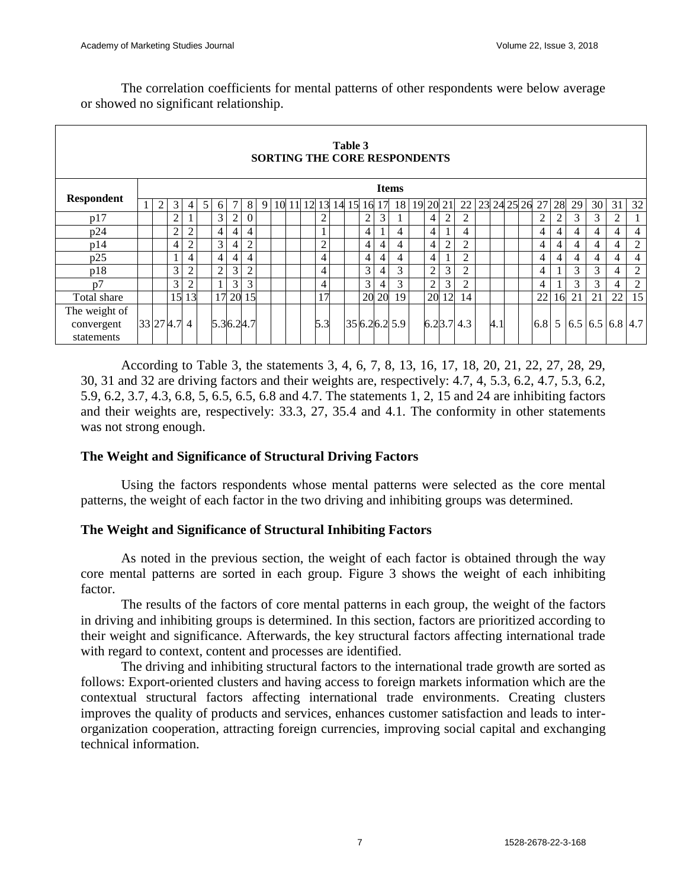The correlation coefficients for mental patterns of other respondents were below average or showed no significant relationship.

**Table 3**
**SORTING THE CORE RESPONDENTS**

| Respondent | Items | | | | | | | | | | | | | | | | | | | | | | | | | | | | | | | |
|---|---|---|---|---|---|---|---|---|---|---|---|---|---|---|---|---|---|---|---|---|---|---|---|---|---|---|---|---|---|---|---|---|
| | 1 | 2 | 3 | 4 | 5 | 6 | 7 | 8 | 9 | 10 | 11 | 12 | 13 | 14 | 15 | 16 | 17 | 18 | 19 | 20 | 21 | 22 | 23 | 24 | 25 | 26 | 27 | 28 | 29 | 30 | 31 | 32 |
| p17 | | | 2 | 1 | | 3 | 2 | 0 | | | | | 2 | | | 2 | 3 | 1 | | 4 | 2 | 2 | | | | | 2 | 2 | 3 | 3 | 2 | 1 |
| p24 | | | 2 | 2 | | 4 | 4 | 4 | | | | | 1 | | | 4 | 1 | 4 | | 4 | 1 | 4 | | | | | 4 | 4 | 4 | 4 | 4 | 4 |
| p14 | | | 4 | 2 | | 3 | 4 | 2 | | | | | 2 | | | 4 | 4 | 4 | | 4 | 2 | 2 | | | | | 4 | 4 | 4 | 4 | 4 | 2 |
| p25 | | | 1 | 4 | | 4 | 4 | 4 | | | | | 4 | | | 4 | 4 | 4 | | 4 | 1 | 2 | | | | | 4 | 4 | 4 | 4 | 4 | 4 |
| p18 | | | 3 | 2 | | 2 | 3 | 2 | | | | | 4 | | | 3 | 4 | 4 | | 2 | 3 | 2 | | | | | 4 | 1 | 3 | 3 | 4 | 2 |
| p7 | | | 3 | 2 | | 1 | 3 | 3 | | | | | 4 | | | 3 | 4 | 3 | | 2 | 3 | 2 | | | | | 4 | 1 | 3 | 3 | 4 | 2 |
| Total share | | | 15 | 13 | | 17 | 20 | 15 | | | | | 17 | | | 20 | 20 | 19 | | 20 | 12 | 14 | | | | | 22 | 16 | 21 | 21 | 22 | 15 |
| The weight of convergent statements | 33 | 27 | 4.7 | 4 | | 5.3 | 6.2 | 4.7 | | | | | 5.3 | | 35 | 6.2 | 6.2 | 5.9 | | 6.2 | 3.7 | 4.3 | | 4.1 | | | 6.8 | 5 | 6.5 | 6.5 | 6.8 | 4.7 |

According to Table 3, the statements 3, 4, 6, 7, 8, 13, 16, 17, 18, 20, 21, 22, 27, 28, 29, 30, 31 and 32 are driving factors and their weights are, respectively: 4.7, 4, 5.3, 6.2, 4.7, 5.3, 6.2, 5.9, 6.2, 3.7, 4.3, 6.8, 5, 6.5, 6.5, 6.8 and 4.7. The statements 1, 2, 15 and 24 are inhibiting factors and their weights are, respectively: 33.3, 27, 35.4 and 4.1. The conformity in other statements was not strong enough.

### The Weight and Significance of Structural Driving Factors

Using the factors respondents whose mental patterns were selected as the core mental patterns, the weight of each factor in the two driving and inhibiting groups was determined.

### The Weight and Significance of Structural Inhibiting Factors

As noted in the previous section, the weight of each factor is obtained through the way core mental patterns are sorted in each group. Figure 3 shows the weight of each inhibiting factor.

The results of the factors of core mental patterns in each group, the weight of the factors in driving and inhibiting groups is determined. In this section, factors are prioritized according to their weight and significance. Afterwards, the key structural factors affecting international trade with regard to context, content and processes are identified.

The driving and inhibiting structural factors to the international trade growth are sorted as follows: Export-oriented clusters and having access to foreign markets information which are the contextual structural factors affecting international trade environments. Creating clusters improves the quality of products and services, enhances customer satisfaction and leads to inter-organization cooperation, attracting foreign currencies, improving social capital and exchanging technical information.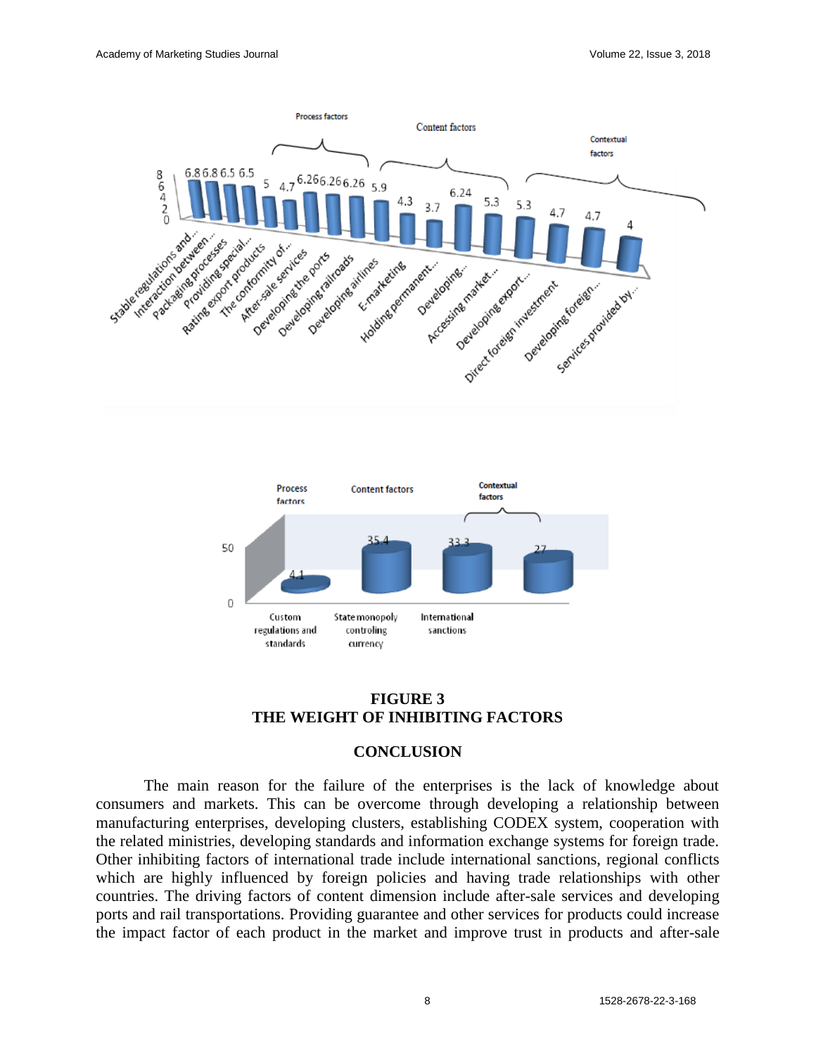**FIGURE 3**
**THE WEIGHT OF INHIBITING FACTORS**

## CONCLUSION

The main reason for the failure of the enterprises is the lack of knowledge about consumers and markets. This can be overcome through developing a relationship between manufacturing enterprises, developing clusters, establishing CODEX system, cooperation with the related ministries, developing standards and information exchange systems for foreign trade. Other inhibiting factors of international trade include international sanctions, regional conflicts which are highly influenced by foreign policies and having trade relationships with other countries. The driving factors of content dimension include after-sale services and developing ports and rail transportations. Providing guarantee and other services for products could increase the impact factor of each product in the market and improve trust in products and after-sale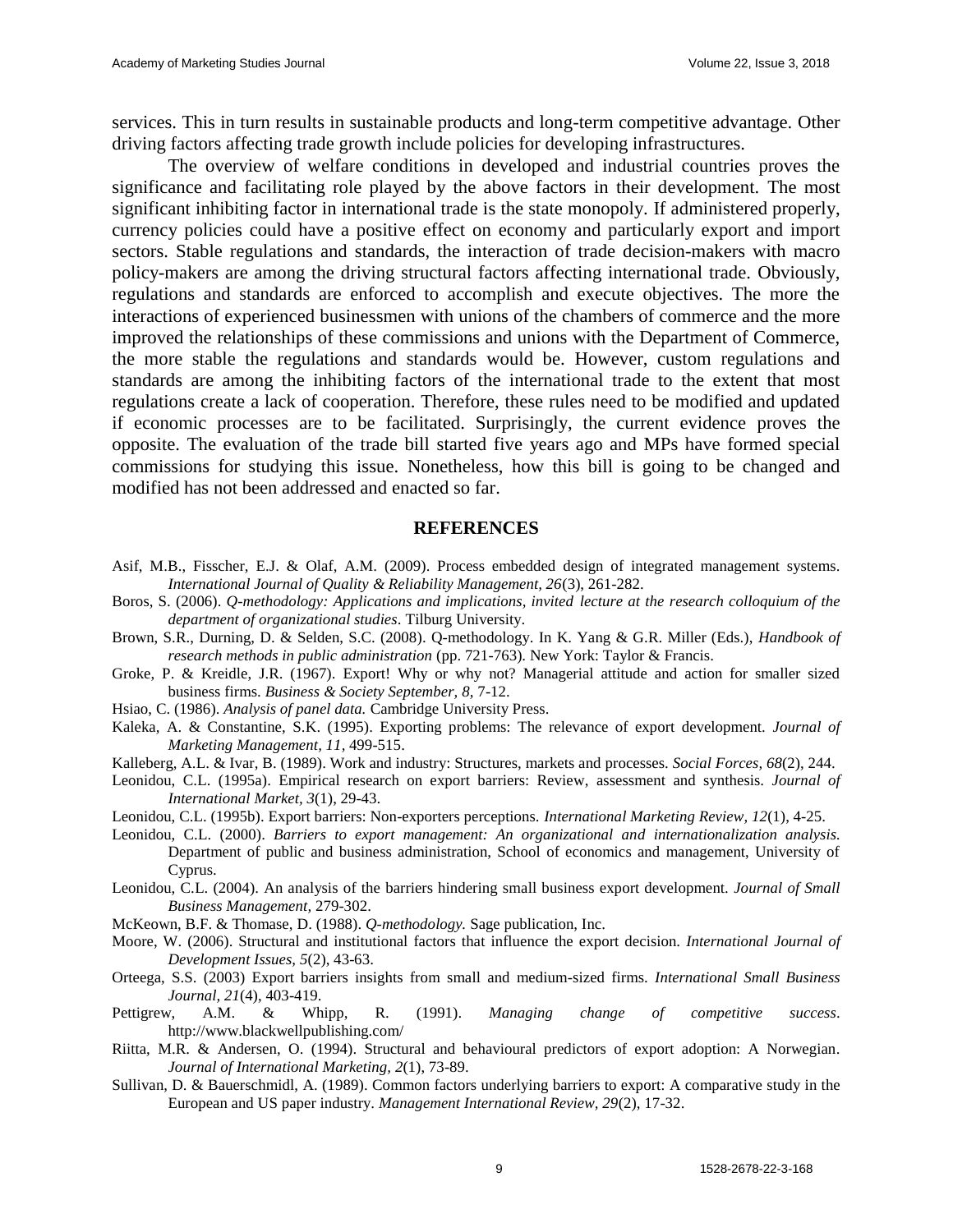services. This in turn results in sustainable products and long-term competitive advantage. Other driving factors affecting trade growth include policies for developing infrastructures.

The overview of welfare conditions in developed and industrial countries proves the significance and facilitating role played by the above factors in their development. The most significant inhibiting factor in international trade is the state monopoly. If administered properly, currency policies could have a positive effect on economy and particularly export and import sectors. Stable regulations and standards, the interaction of trade decision-makers with macro policy-makers are among the driving structural factors affecting international trade. Obviously, regulations and standards are enforced to accomplish and execute objectives. The more the interactions of experienced businessmen with unions of the chambers of commerce and the more improved the relationships of these commissions and unions with the Department of Commerce, the more stable the regulations and standards would be. However, custom regulations and standards are among the inhibiting factors of the international trade to the extent that most regulations create a lack of cooperation. Therefore, these rules need to be modified and updated if economic processes are to be facilitated. Surprisingly, the current evidence proves the opposite. The evaluation of the trade bill started five years ago and MPs have formed special commissions for studying this issue. Nonetheless, how this bill is going to be changed and modified has not been addressed and enacted so far.

## REFERENCES

Asif, M.B., Fisscher, E.J. & Olaf, A.M. (2009). Process embedded design of integrated management systems. *International Journal of Quality & Reliability Management, 26*(3), 261-282.

Boros, S. (2006). *Q-methodology: Applications and implications, invited lecture at the research colloquium of the department of organizational studies*. Tilburg University.

Brown, S.R., Durning, D. & Selden, S.C. (2008). Q-methodology. In K. Yang & G.R. Miller (Eds.), *Handbook of research methods in public administration* (pp. 721-763). New York: Taylor & Francis.

Groke, P. & Kreidle, J.R. (1967). Export! Why or why not? Managerial attitude and action for smaller sized business firms. *Business & Society September, 8*, 7-12.

Hsiao, C. (1986). *Analysis of panel data.* Cambridge University Press.

Kaleka, A. & Constantine, S.K. (1995). Exporting problems: The relevance of export development. *Journal of Marketing Management, 11*, 499-515.

Kalleberg, A.L. & Ivar, B. (1989). Work and industry: Structures, markets and processes. *Social Forces, 68*(2), 244.

Leonidou, C.L. (1995a). Empirical research on export barriers: Review, assessment and synthesis. *Journal of International Market, 3*(1), 29-43.

Leonidou, C.L. (1995b). Export barriers: Non-exporters perceptions. *International Marketing Review, 12*(1), 4-25.

Leonidou, C.L. (2000). *Barriers to export management: An organizational and internationalization analysis.* Department of public and business administration, School of economics and management, University of Cyprus.

Leonidou, C.L. (2004). An analysis of the barriers hindering small business export development. *Journal of Small Business Management*, 279-302.

McKeown, B.F. & Thomase, D. (1988). *Q-methodology.* Sage publication, Inc.

Moore, W. (2006). Structural and institutional factors that influence the export decision. *International Journal of Development Issues, 5*(2), 43-63.

Orteega, S.S. (2003) Export barriers insights from small and medium-sized firms. *International Small Business Journal, 21*(4), 403-419.

Pettigrew, A.M. & Whipp, R. (1991). *Managing change of competitive success*. http://www.blackwellpublishing.com/

Riitta, M.R. & Andersen, O. (1994). Structural and behavioural predictors of export adoption: A Norwegian. *Journal of International Marketing, 2*(1), 73-89.

Sullivan, D. & Bauerschmidl, A. (1989). Common factors underlying barriers to export: A comparative study in the European and US paper industry. *Management International Review, 29*(2), 17-32.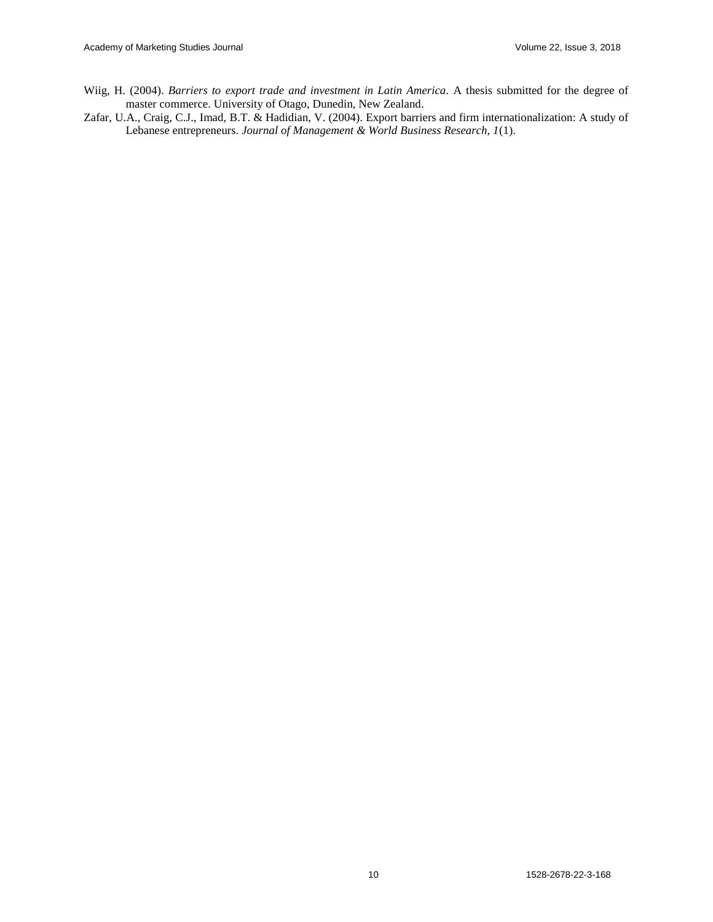Wiig, H. (2004). *Barriers to export trade and investment in Latin America*. A thesis submitted for the degree of master commerce. University of Otago, Dunedin, New Zealand.

Zafar, U.A., Craig, C.J., Imad, B.T. & Hadidian, V. (2004). Export barriers and firm internationalization: A study of Lebanese entrepreneurs. *Journal of Management & World Business Research, 1*(1).